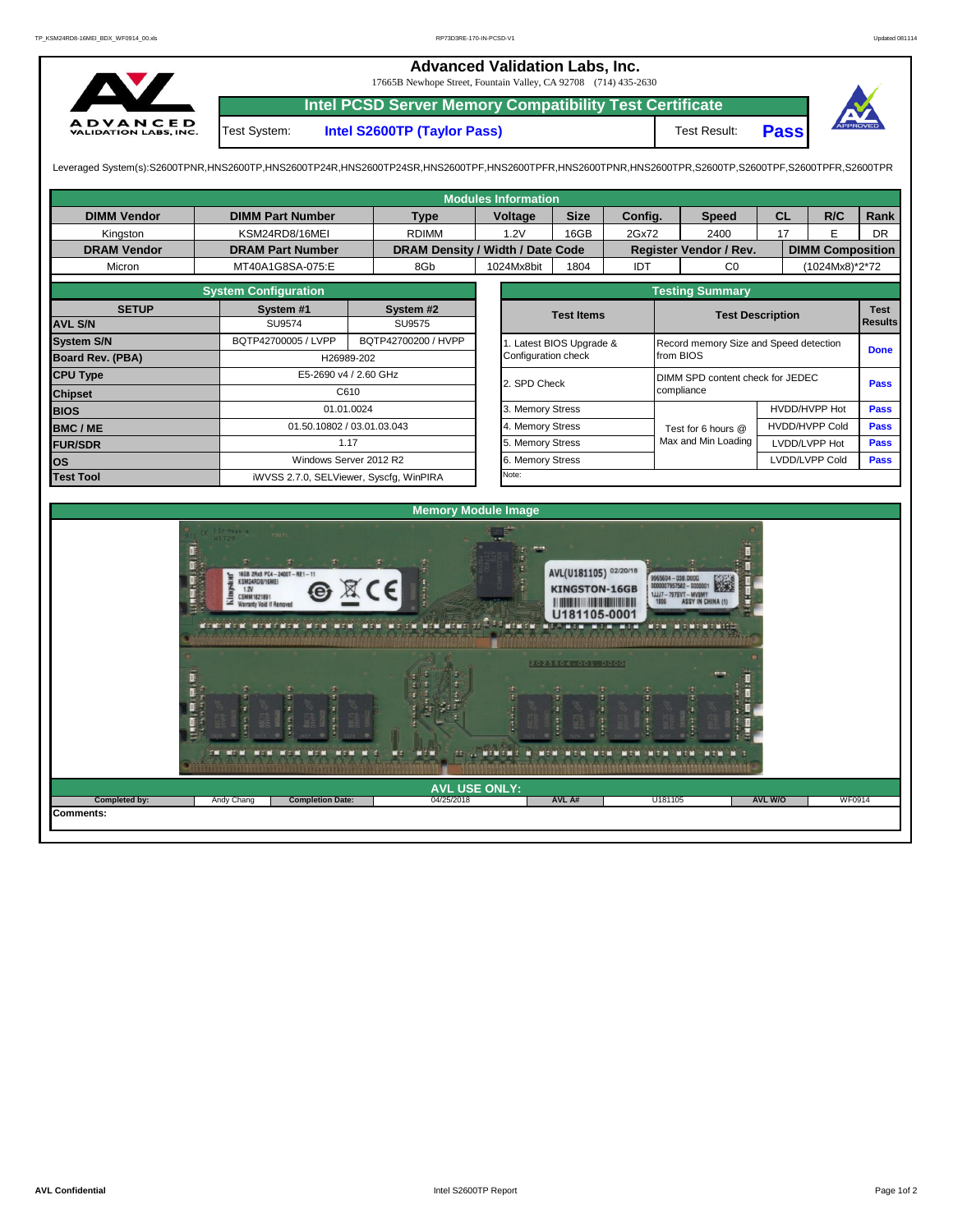# Advanced Validation Labs, Inc.

17665B Newhope Street, Fountain Valley, CA 92708 (714) 435-2630

## Intel PCSD Server Memory Compatibility Test Certificate

Test System: **Intel S2600TP (Taylor Pass)** Test Result: **Pass**

Leveraged System(s):S2600TPNR,HNS2600TP,HNS2600TP24R,HNS2600TP24SR,HNS2600TPF,HNS2600TPFR,HNS2600TPNR,HNS2600TPR,S2600TP,S2600TPF,S2600TPFR,S2600TPR

### Modules Information

| DIMM Vendor | DIMM Part Number | Type | Voltage | Size | Config. | Speed | CL | R/C | Rank |
|---|---|---|---|---|---|---|---|---|---|
| Kingston | KSM24RD8/16MEI | RDIMM | 1.2V | 16GB | 2Gx72 | 2400 | 17 | E | DR |
| **DRAM Vendor** | **DRAM Part Number** | **DRAM Density / Width / Date Code** | | | **Register Vendor / Rev.** | | **DIMM Composition** | | |
| Micron | MT40A1G8SA-075:E | 8Gb | 1024Mx8bit | 1804 | IDT | C0 | (1024Mx8)*2*72 | | |

### System Configuration

| SETUP | System #1 | System #2 |
|---|---|---|
| AVL S/N | SU9574 | SU9575 |
| System S/N | BQTP42700005 / LVPP | BQTP42700200 / HVPP |
| Board Rev. (PBA) | H26989-202 | |
| CPU Type | E5-2690 v4 / 2.60 GHz | |
| Chipset | C610 | |
| BIOS | 01.01.0024 | |
| BMC / ME | 01.50.10802 / 03.01.03.043 | |
| FUR/SDR | 1.17 | |
| OS | Windows Server 2012 R2 | |
| Test Tool | iWVSS 2.7.0, SELViewer, Syscfg, WinPIRA | |

### Testing Summary

| Test Items | Test Description | | Test Results |
|---|---|---|---|
| 1. Latest BIOS Upgrade & Configuration check | Record memory Size and Speed detection from BIOS | | Done |
| 2. SPD Check | DIMM SPD content check for JEDEC compliance | | Pass |
| 3. Memory Stress | Test for 6 hours @ Max and Min Loading | HVDD/HVPP Hot | Pass |
| 4. Memory Stress | | HVDD/HVPP Cold | Pass |
| 5. Memory Stress | | LVDD/LVPP Hot | Pass |
| 6. Memory Stress | | LVDD/LVPP Cold | Pass |
| Note: | | | |

### Memory Module Image

### AVL USE ONLY:

| Completed by: | Andy Chang | Completion Date: | 04/25/2018 | AVL A#: | U181105 | AVL W/O | WF0914 |
|---|---|---|---|---|---|---|---|

**Comments:**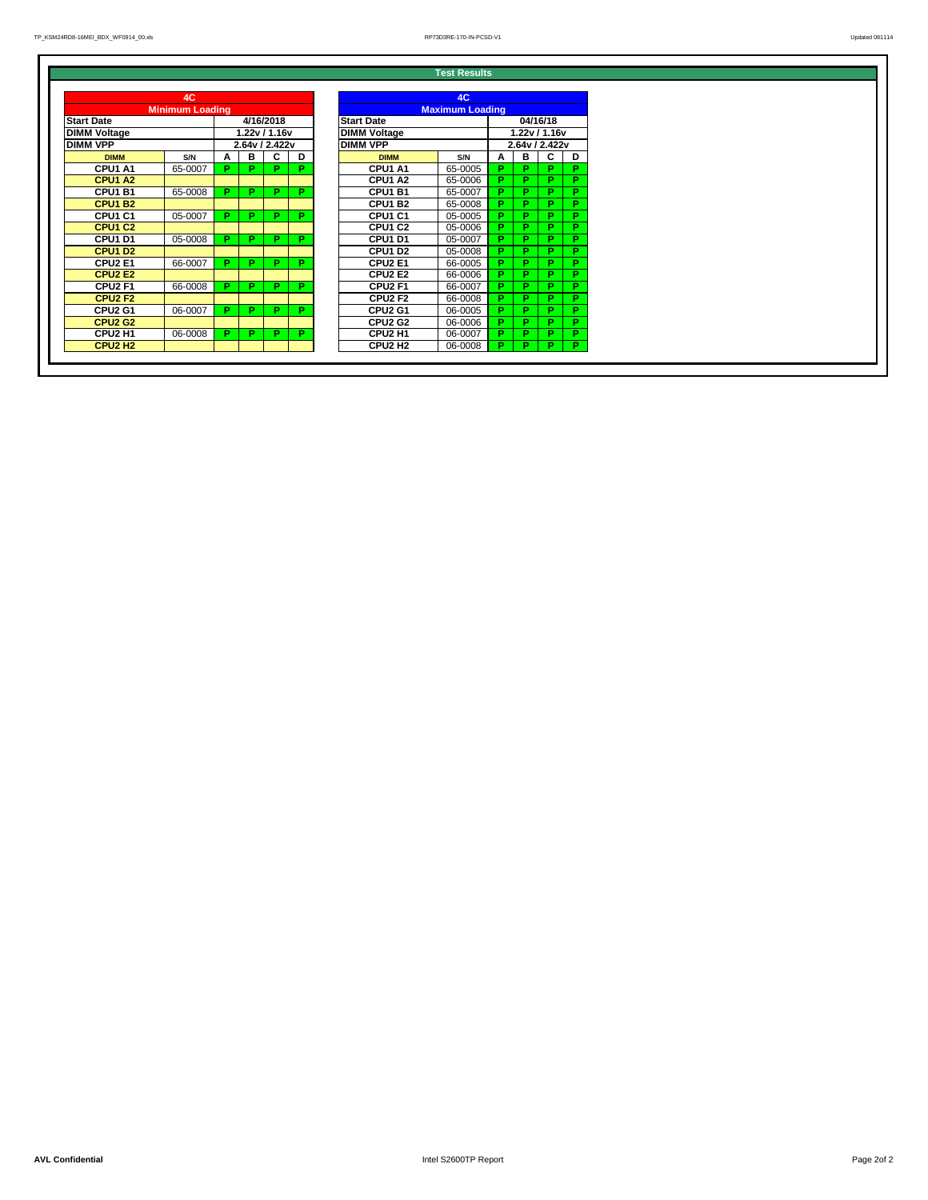## Test Results

| 4C Minimum Loading | | | | | |
|---|---|---|---|---|---|
| Start Date | | 4/16/2018 | | | |
| DIMM Voltage | | 1.22v / 1.16v | | | |
| DIMM VPP | | 2.64v / 2.422v | | | |
| DIMM | S/N | A | B | C | D |
| CPU1 A1 | 65-0007 | P | P | P | P |
| CPU1 A2 | | | | | |
| CPU1 B1 | 65-0008 | P | P | P | P |
| CPU1 B2 | | | | | |
| CPU1 C1 | 05-0007 | P | P | P | P |
| CPU1 C2 | | | | | |
| CPU1 D1 | 05-0008 | P | P | P | P |
| CPU1 D2 | | | | | |
| CPU2 E1 | 66-0007 | P | P | P | P |
| CPU2 E2 | | | | | |
| CPU2 F1 | 66-0008 | P | P | P | P |
| CPU2 F2 | | | | | |
| CPU2 G1 | 06-0007 | P | P | P | P |
| CPU2 G2 | | | | | |
| CPU2 H1 | 06-0008 | P | P | P | P |
| CPU2 H2 | | | | | |

| 4C Maximum Loading | | | | | |
|---|---|---|---|---|---|
| Start Date | | 04/16/18 | | | |
| DIMM Voltage | | 1.22v / 1.16v | | | |
| DIMM VPP | | 2.64v / 2.422v | | | |
| DIMM | S/N | A | B | C | D |
| CPU1 A1 | 65-0005 | P | P | P | P |
| CPU1 A2 | 65-0006 | P | P | P | P |
| CPU1 B1 | 65-0007 | P | P | P | P |
| CPU1 B2 | 65-0008 | P | P | P | P |
| CPU1 C1 | 05-0005 | P | P | P | P |
| CPU1 C2 | 05-0006 | P | P | P | P |
| CPU1 D1 | 05-0007 | P | P | P | P |
| CPU1 D2 | 05-0008 | P | P | P | P |
| CPU2 E1 | 66-0005 | P | P | P | P |
| CPU2 E2 | 66-0006 | P | P | P | P |
| CPU2 F1 | 66-0007 | P | P | P | P |
| CPU2 F2 | 66-0008 | P | P | P | P |
| CPU2 G1 | 06-0005 | P | P | P | P |
| CPU2 G2 | 06-0006 | P | P | P | P |
| CPU2 H1 | 06-0007 | P | P | P | P |
| CPU2 H2 | 06-0008 | P | P | P | P |